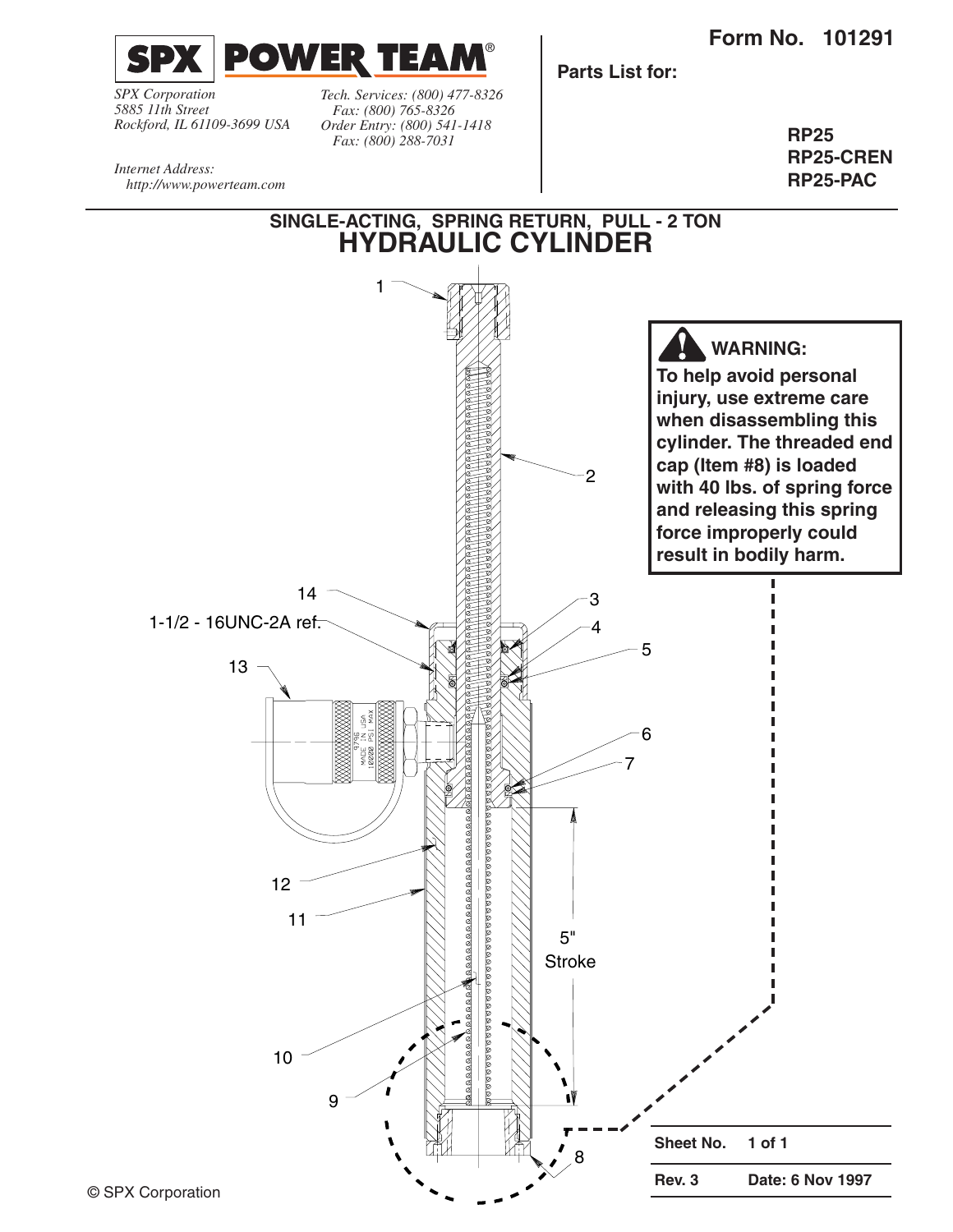**Form No. 101291**

**SPX | POWER TEAM®**

*SPX Corporation*
*5885 11th Street*
*Rockford, IL 61109-3699 USA*

*Tech. Services: (800) 477-8326*
*Fax: (800) 765-8326*
*Order Entry: (800) 541-1418*
*Fax: (800) 288-7031*

*Internet Address:*
*http://www.powerteam.com*

**Parts List for:**

**RP25**
**RP25-CREN**
**RP25-PAC**

## SINGLE-ACTING, SPRING RETURN, PULL - 2 TON
# HYDRAULIC CYLINDER

1-1/2 - 16UNC-2A ref.

5" Stroke

**WARNING:**
**To help avoid personal injury, use extreme care when disassembling this cylinder. The threaded end cap (Item #8) is loaded with 40 lbs. of spring force and releasing this spring force improperly could result in bodily harm.**

| Sheet No. | 1 of 1 |
|---|---|
| Rev. 3 | Date: 6 Nov 1997 |

© SPX Corporation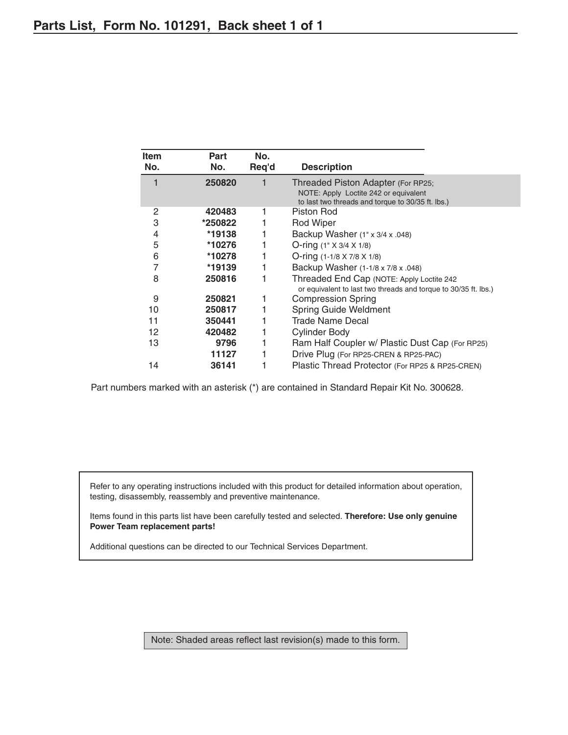## Parts List, Form No. 101291, Back sheet 1 of 1

| Item No. | Part No. | No. Req'd | Description |
| --- | --- | --- | --- |
| 1 | 250820 | 1 | Threaded Piston Adapter (For RP25; NOTE: Apply Loctite 242 or equivalent to last two threads and torque to 30/35 ft. lbs.) |
| 2 | 420483 | 1 | Piston Rod |
| 3 | *250822 | 1 | Rod Wiper |
| 4 | *19138 | 1 | Backup Washer (1" x 3/4 x .048) |
| 5 | *10276 | 1 | O-ring (1" X 3/4 X 1/8) |
| 6 | *10278 | 1 | O-ring (1-1/8 X 7/8 X 1/8) |
| 7 | *19139 | 1 | Backup Washer (1-1/8 x 7/8 x .048) |
| 8 | 250816 | 1 | Threaded End Cap (NOTE: Apply Loctite 242 or equivalent to last two threads and torque to 30/35 ft. lbs.) |
| 9 | 250821 | 1 | Compression Spring |
| 10 | 250817 | 1 | Spring Guide Weldment |
| 11 | 350441 | 1 | Trade Name Decal |
| 12 | 420482 | 1 | Cylinder Body |
| 13 | 9796 | 1 | Ram Half Coupler w/ Plastic Dust Cap (For RP25) |
| | 11127 | 1 | Drive Plug (For RP25-CREN & RP25-PAC) |
| 14 | 36141 | 1 | Plastic Thread Protector (For RP25 & RP25-CREN) |

Part numbers marked with an asterisk (*) are contained in Standard Repair Kit No. 300628.

Refer to any operating instructions included with this product for detailed information about operation, testing, disassembly, reassembly and preventive maintenance.

Items found in this parts list have been carefully tested and selected. **Therefore: Use only genuine Power Team replacement parts!**

Additional questions can be directed to our Technical Services Department.

Note: Shaded areas reflect last revision(s) made to this form.